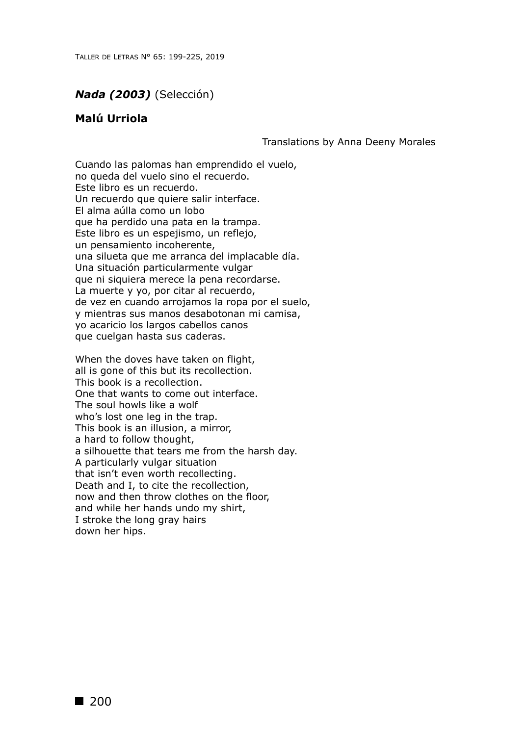## *Nada (2003)* (Selección)

### Malú Urriola

Translations by Anna Deeny Morales

Cuando las palomas han emprendido el vuelo,  
no queda del vuelo sino el recuerdo.  
Este libro es un recuerdo.  
Un recuerdo que quiere salir interface.  
El alma aúlla como un lobo  
que ha perdido una pata en la trampa.  
Este libro es un espejismo, un reflejo,  
un pensamiento incoherente,  
una silueta que me arranca del implacable día.  
Una situación particularmente vulgar  
que ni siquiera merece la pena recordarse.  
La muerte y yo, por citar al recuerdo,  
de vez en cuando arrojamos la ropa por el suelo,  
y mientras sus manos desabotonan mi camisa,  
yo acaricio los largos cabellos canos  
que cuelgan hasta sus caderas.

When the doves have taken on flight,  
all is gone of this but its recollection.  
This book is a recollection.  
One that wants to come out interface.  
The soul howls like a wolf  
who's lost one leg in the trap.  
This book is an illusion, a mirror,  
a hard to follow thought,  
a silhouette that tears me from the harsh day.  
A particularly vulgar situation  
that isn't even worth recollecting.  
Death and I, to cite the recollection,  
now and then throw clothes on the floor,  
and while her hands undo my shirt,  
I stroke the long gray hairs  
down her hips.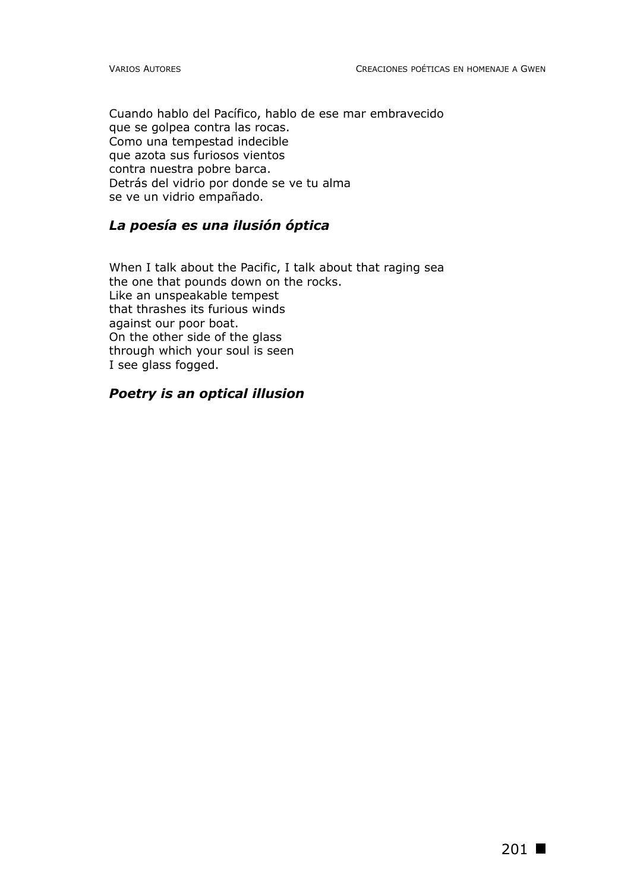Cuando hablo del Pacífico, hablo de ese mar embravecido
que se golpea contra las rocas.
Como una tempestad indecible
que azota sus furiosos vientos
contra nuestra pobre barca.
Detrás del vidrio por donde se ve tu alma
se ve un vidrio empañado.

### *La poesía es una ilusión óptica*

When I talk about the Pacific, I talk about that raging sea
the one that pounds down on the rocks.
Like an unspeakable tempest
that thrashes its furious winds
against our poor boat.
On the other side of the glass
through which your soul is seen
I see glass fogged.

### *Poetry is an optical illusion*